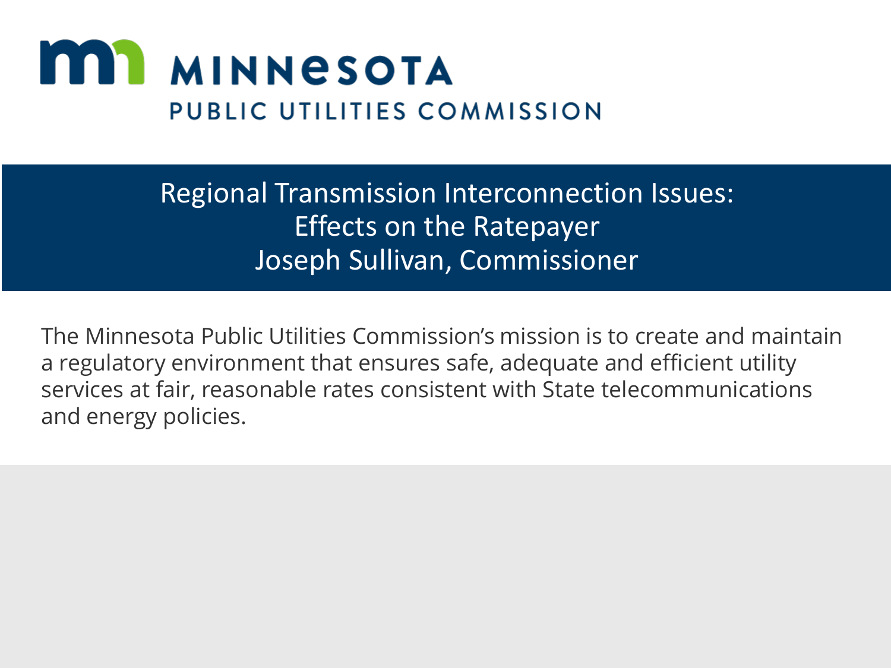**MINNESOTA**
**PUBLIC UTILITIES COMMISSION**

# Regional Transmission Interconnection Issues: Effects on the Ratepayer
## Joseph Sullivan, Commissioner

The Minnesota Public Utilities Commission's mission is to create and maintain a regulatory environment that ensures safe, adequate and efficient utility services at fair, reasonable rates consistent with State telecommunications and energy policies.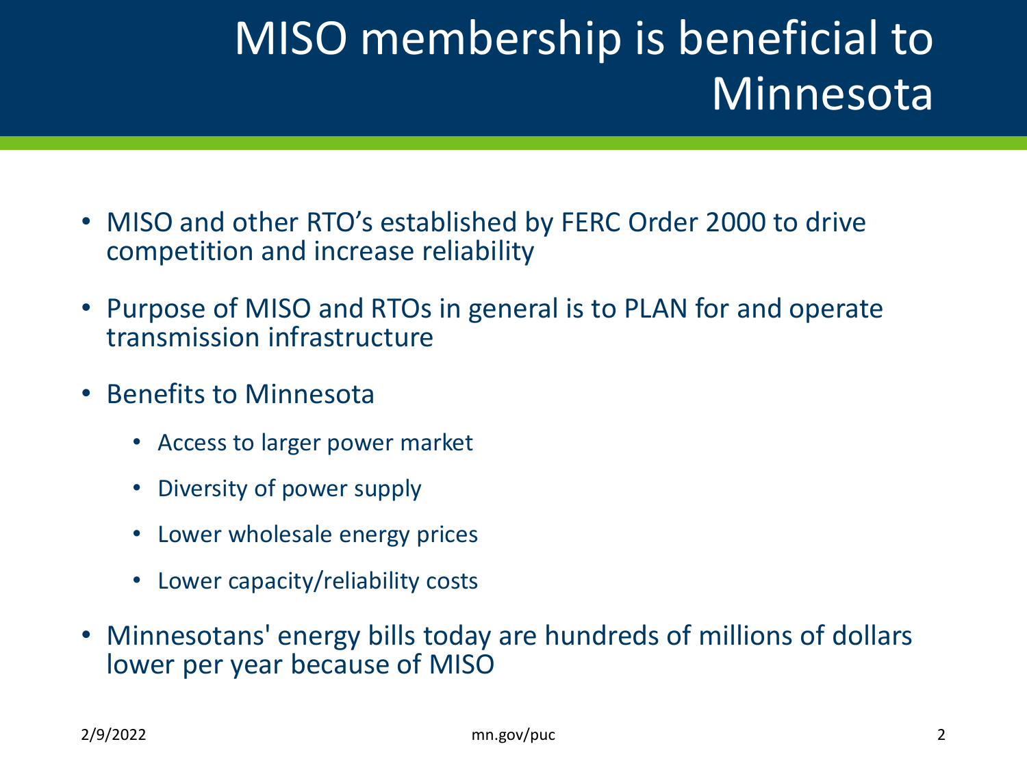# MISO membership is beneficial to Minnesota

- MISO and other RTO's established by FERC Order 2000 to drive competition and increase reliability
- Purpose of MISO and RTOs in general is to PLAN for and operate transmission infrastructure
- Benefits to Minnesota
  - Access to larger power market
  - Diversity of power supply
  - Lower wholesale energy prices
  - Lower capacity/reliability costs
- Minnesotans' energy bills today are hundreds of millions of dollars lower per year because of MISO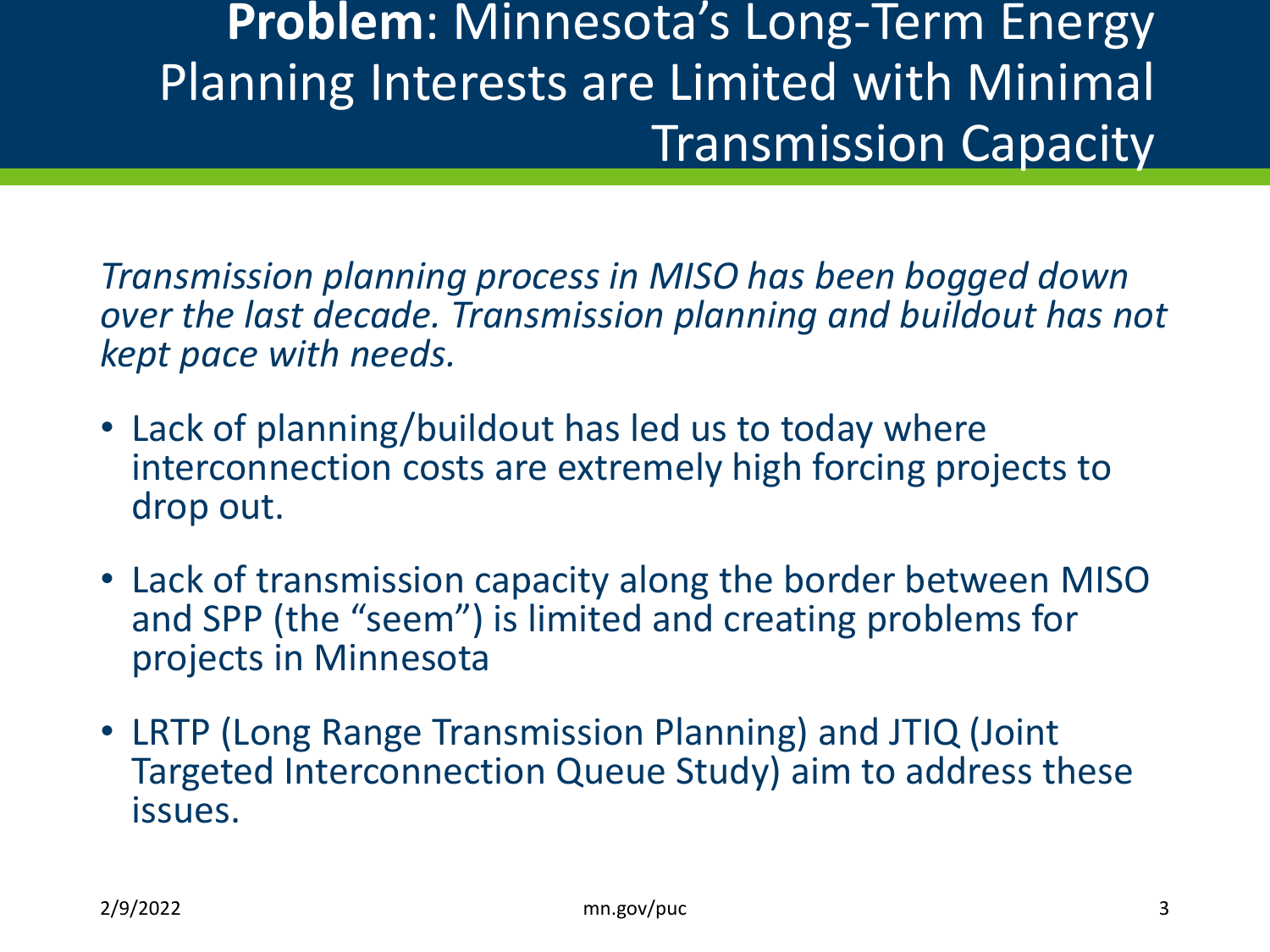# **Problem**: Minnesota's Long-Term Energy Planning Interests are Limited with Minimal Transmission Capacity

*Transmission planning process in MISO has been bogged down over the last decade. Transmission planning and buildout has not kept pace with needs.*

- Lack of planning/buildout has led us to today where interconnection costs are extremely high forcing projects to drop out.
- Lack of transmission capacity along the border between MISO and SPP (the "seem") is limited and creating problems for projects in Minnesota
- LRTP (Long Range Transmission Planning) and JTIQ (Joint Targeted Interconnection Queue Study) aim to address these issues.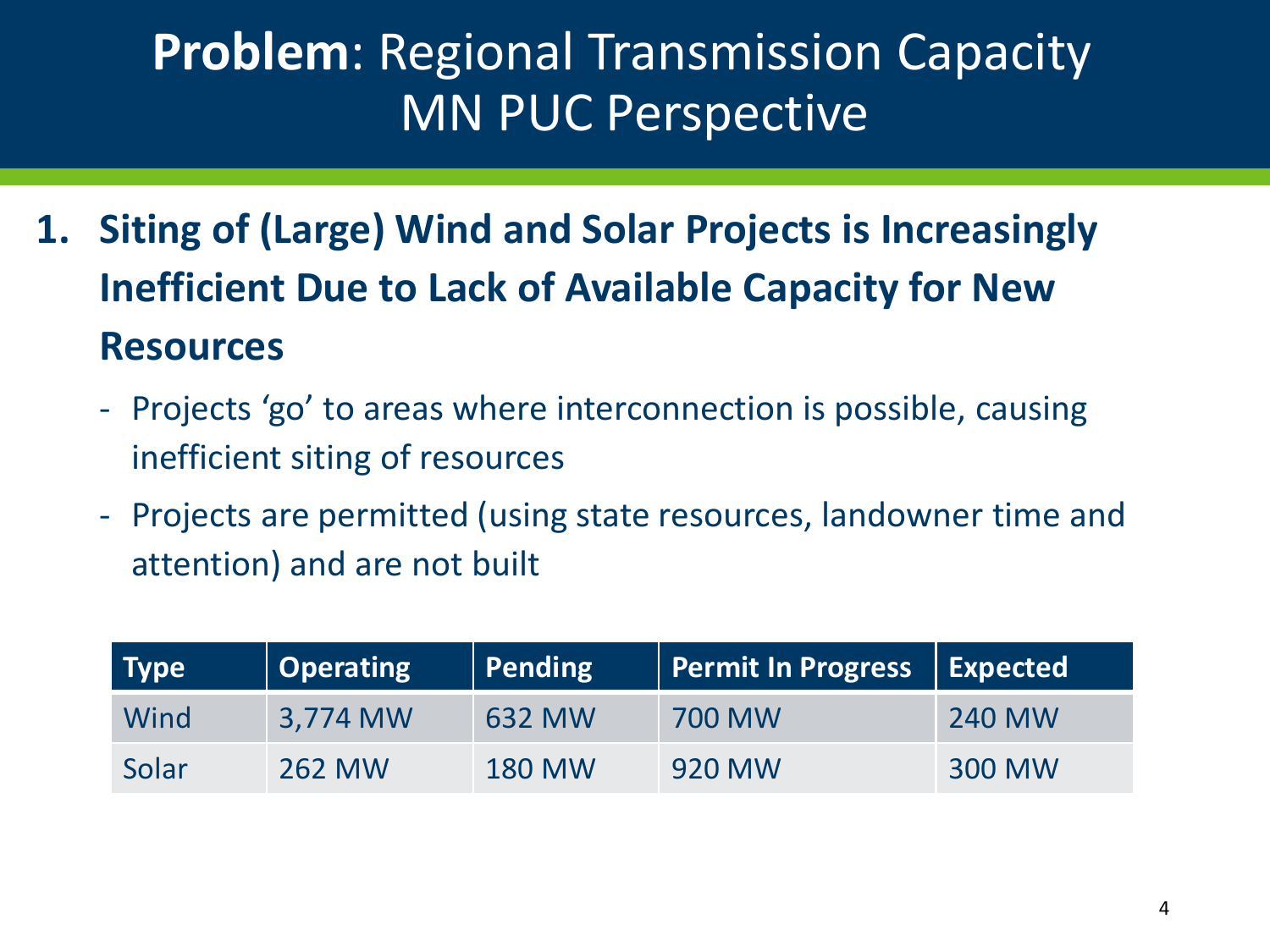# **Problem**: Regional Transmission Capacity MN PUC Perspective

1. **Siting of (Large) Wind and Solar Projects is Increasingly Inefficient Due to Lack of Available Capacity for New Resources**
   - Projects 'go' to areas where interconnection is possible, causing inefficient siting of resources
   - Projects are permitted (using state resources, landowner time and attention) and are not built

| Type | Operating | Pending | Permit In Progress | Expected |
| --- | --- | --- | --- | --- |
| Wind | 3,774 MW | 632 MW | 700 MW | 240 MW |
| Solar | 262 MW | 180 MW | 920 MW | 300 MW |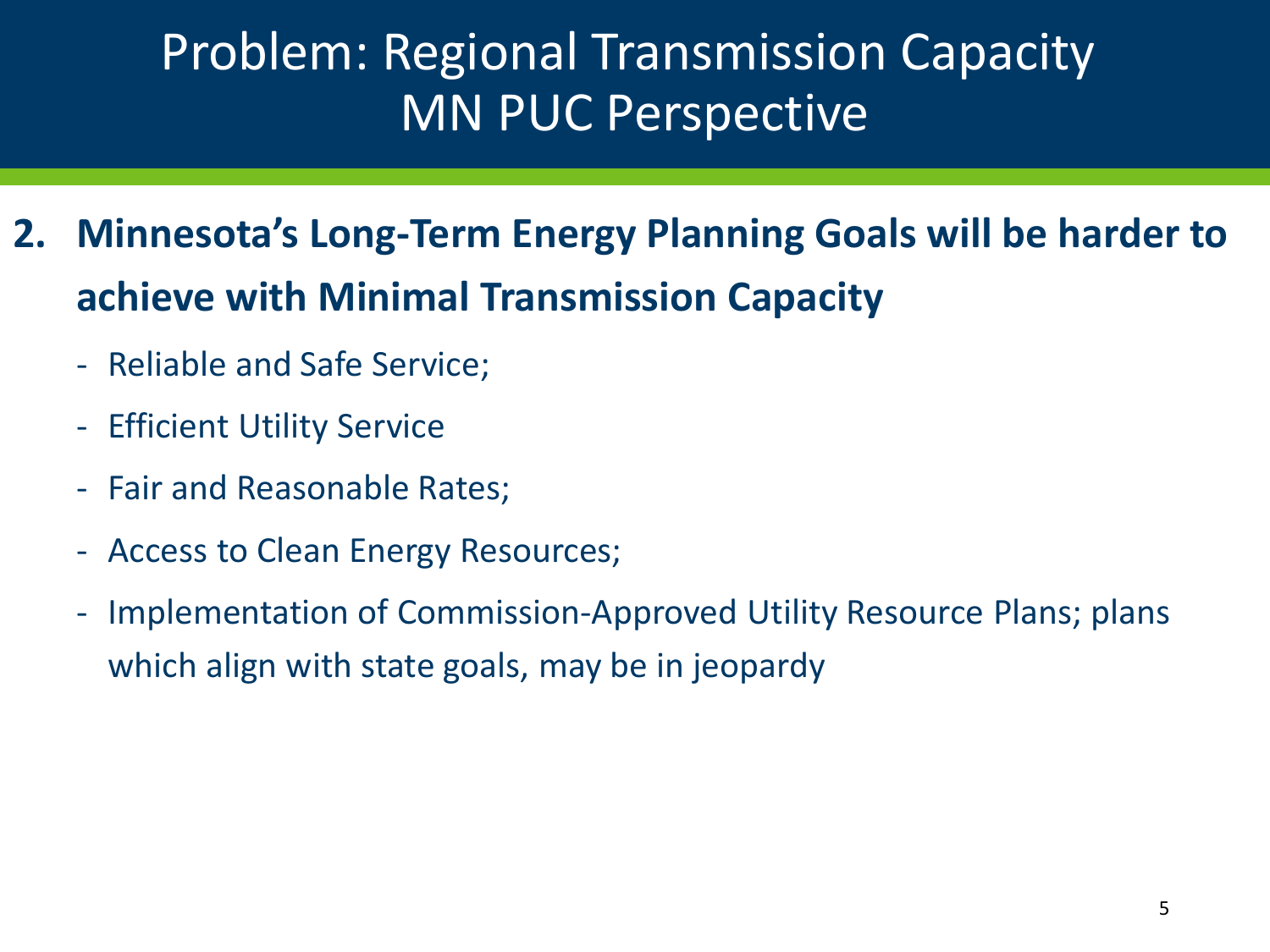# Problem: Regional Transmission Capacity MN PUC Perspective

2. **Minnesota's Long-Term Energy Planning Goals will be harder to achieve with Minimal Transmission Capacity**

   - Reliable and Safe Service;
   - Efficient Utility Service
   - Fair and Reasonable Rates;
   - Access to Clean Energy Resources;
   - Implementation of Commission-Approved Utility Resource Plans; plans which align with state goals, may be in jeopardy